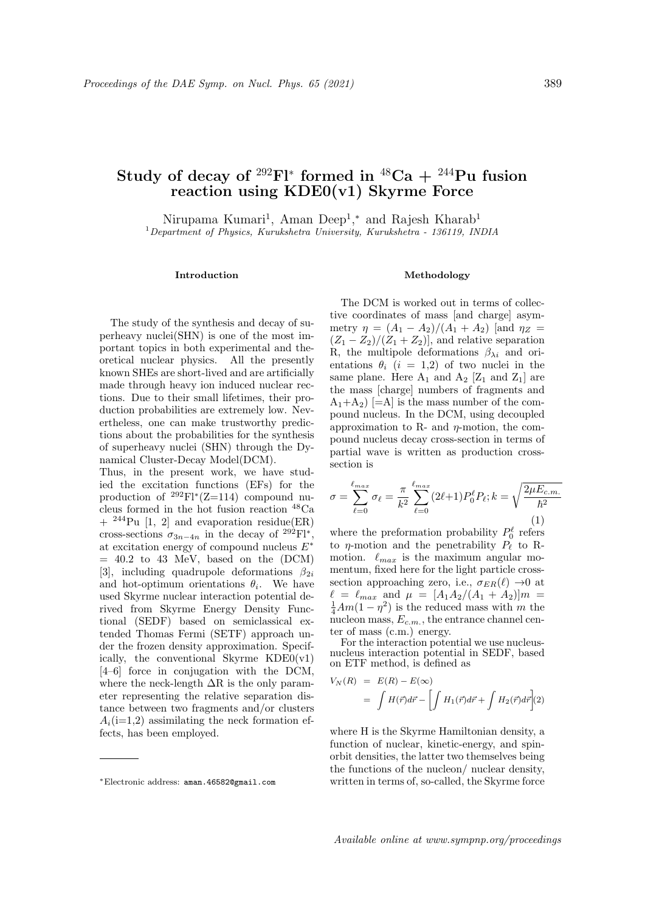# Study of decay of $^{292}$Fl$^*$ formed in $^{48}$Ca + $^{244}$Pu fusion reaction using KDE0(v1) Skyrme Force

Nirupama Kumari[1], Aman Deep[1,*] and Rajesh Kharab[1]

[1] *Department of Physics, Kurukshetra University, Kurukshetra - 136119, INDIA*

## Introduction

The study of the synthesis and decay of superheavy nuclei(SHN) is one of the most important topics in both experimental and theoretical nuclear physics. All the presently known SHEs are short-lived and are artificially made through heavy ion induced nuclear rections. Due to their small lifetimes, their production probabilities are extremely low. Nevertheless, one can make trustworthy predictions about the probabilities for the synthesis of superheavy nuclei (SHN) through the Dynamical Cluster-Decay Model(DCM).

Thus, in the present work, we have studied the excitation functions (EFs) for the production of $^{292}$Fl$^*$(Z=114) compound nucleus formed in the hot fusion reaction $^{48}$Ca + $^{244}$Pu [1, 2] and evaporation residue(ER) cross-sections $\sigma_{3n-4n}$ in the decay of $^{292}$Fl$^*$, at excitation energy of compound nucleus $E^*$ = 40.2 to 43 MeV, based on the (DCM) [3], including quadrupole deformations $\beta_{2i}$ and hot-optimum orientations $\theta_i$. We have used Skyrme nuclear interaction potential derived from Skyrme Energy Density Functional (SEDF) based on semiclassical extended Thomas Fermi (SETF) approach under the frozen density approximation. Specifically, the conventional Skyrme KDE0(v1) [4–6] force in conjugation with the DCM, where the neck-length $\Delta$R is the only parameter representing the relative separation distance between two fragments and/or clusters $A_i$(i=1,2) assimilating the neck formation effects, has been employed.

## Methodology

The DCM is worked out in terms of collective coordinates of mass [and charge] asymmetry $\eta = (A_1 - A_2)/(A_1 + A_2)$ [and $\eta_Z = (Z_1 - Z_2)/(Z_1 + Z_2)$], and relative separation R, the multipole deformations $\beta_{\lambda i}$ and orientations $\theta_i$ ($i$ = 1,2) of two nuclei in the same plane. Here $A_1$ and $A_2$ [$Z_1$ and $Z_1$] are the mass [charge] numbers of fragments and $A_1$+$A_2$) [=A] is the mass number of the compound nucleus. In the DCM, using decoupled approximation to R- and $\eta$-motion, the compound nucleus decay cross-section in terms of partial wave is written as production crosssection is

$$\sigma = \sum_{\ell=0}^{\ell_{max}} \sigma_\ell = \frac{\pi}{k^2} \sum_{\ell=0}^{\ell_{max}} (2\ell+1) P_0^\ell P_\ell ; k = \sqrt{\frac{2\mu E_{c.m.}}{\hbar^2}} \quad (1)$$

where the preformation probability $P_0^\ell$ refers to $\eta$-motion and the penetrability $P_\ell$ to R-motion. $\ell_{max}$ is the maximum angular momentum, fixed here for the light particle crosssection approaching zero, i.e., $\sigma_{ER}(\ell) \to 0$ at $\ell = \ell_{max}$ and $\mu = [A_1 A_2/(A_1 + A_2)]m = \frac{1}{4}Am(1 - \eta^2)$ is the reduced mass with $m$ the nucleon mass, $E_{c.m.}$, the entrance channel center of mass (c.m.) energy.

For the interaction potential we use nucleusnucleus interaction potential in SEDF, based on ETF method, is defined as

$$\begin{aligned} V_N(R) &= E(R) - E(\infty) \\ &= \int H(\vec{r})d\vec{r} - \left[ \int H_1(\vec{r})d\vec{r} + \int H_2(\vec{r})d\vec{r} \right] \quad (2) \end{aligned}$$

where H is the Skyrme Hamiltonian density, a function of nuclear, kinetic-energy, and spinorbit densities, the latter two themselves being the functions of the nucleon/ nuclear density, written in terms of, so-called, the Skyrme force

---

*Electronic address: aman.46582@gmail.com

Available online at www.sympnp.org/proceedings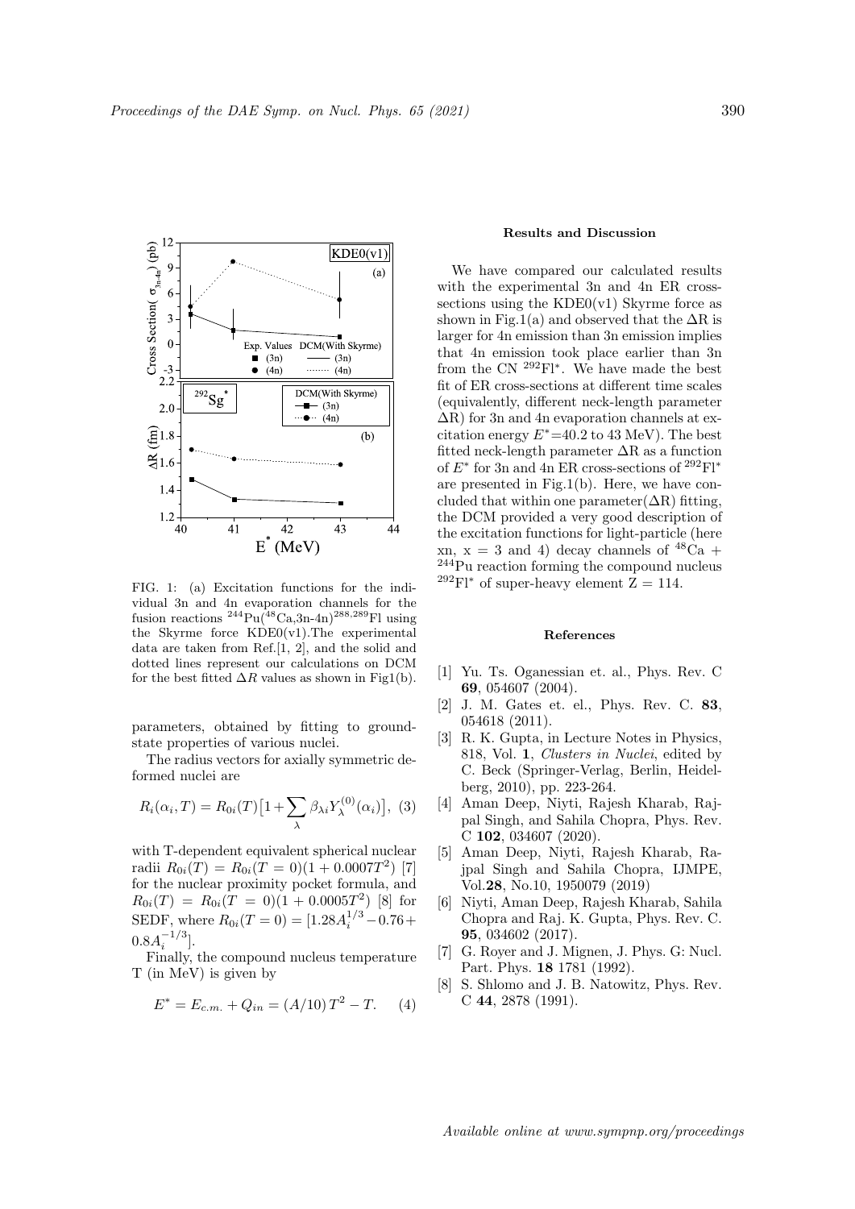KDE0(v1)

(a)

Cross Section( $\sigma_{3n-4n}$) (pb)

12, 9, 6, 3, 0, -3

Exp. Values DCM(With Skyrme)

(3n) (3n)

(4n) (4n)

$^{292}$Sg$^*$

DCM(With Skyrme)

(3n)

(4n)

(b)

$\Delta$R (fm)

2.2, 2.0, 1.8, 1.6, 1.4, 1.2

40, 41, 42, 43, 44

$E^*$ (MeV)

FIG. 1: (a) Excitation functions for the individual 3n and 4n evaporation channels for the fusion reactions $^{244}$Pu($^{48}$Ca,3n-4n)$^{288,289}$Fl using the Skyrme force KDE0(v1).The experimental data are taken from Ref.[1, 2], and the solid and dotted lines represent our calculations on DCM for the best fitted $\Delta R$ values as shown in Fig1(b).

parameters, obtained by fitting to ground-state properties of various nuclei.

The radius vectors for axially symmetric deformed nuclei are

$$R_i(\alpha_i, T) = R_{0i}(T)\big[1 + \sum_{\lambda} \beta_{\lambda i} Y_{\lambda}^{(0)}(\alpha_i)\big], \quad (3)$$

with T-dependent equivalent spherical nuclear radii $R_{0i}(T) = R_{0i}(T = 0)(1 + 0.0007T^2)$ [7] for the nuclear proximity pocket formula, and $R_{0i}(T) = R_{0i}(T = 0)(1 + 0.0005T^2)$ [8] for SEDF, where $R_{0i}(T = 0) = [1.28A_i^{1/3} - 0.76 + 0.8A_i^{-1/3}]$.

Finally, the compound nucleus temperature T (in MeV) is given by

$$E^* = E_{c.m.} + Q_{in} = (A/10)\, T^2 - T. \quad (4)$$

## Results and Discussion

We have compared our calculated results with the experimental 3n and 4n ER cross-sections using the KDE0(v1) Skyrme force as shown in Fig.1(a) and observed that the $\Delta$R is larger for 4n emission than 3n emission implies that 4n emission took place earlier than 3n from the CN $^{292}$Fl$^*$. We have made the best fit of ER cross-sections at different time scales (equivalently, different neck-length parameter $\Delta$R) for 3n and 4n evaporation channels at excitation energy $E^*$=40.2 to 43 MeV). The best fitted neck-length parameter $\Delta$R as a function of $E^*$ for 3n and 4n ER cross-sections of $^{292}$Fl$^*$ are presented in Fig.1(b). Here, we have concluded that within one parameter($\Delta$R) fitting, the DCM provided a very good description of the excitation functions for light-particle (here xn, x = 3 and 4) decay channels of $^{48}$Ca + $^{244}$Pu reaction forming the compound nucleus $^{292}$Fl$^*$ of super-heavy element Z = 114.

## References

[1] Yu. Ts. Oganessian et. al., Phys. Rev. C **69**, 054607 (2004).

[2] J. M. Gates et. el., Phys. Rev. C. **83**, 054618 (2011).

[3] R. K. Gupta, in Lecture Notes in Physics, 818, Vol. **1**, *Clusters in Nuclei*, edited by C. Beck (Springer-Verlag, Berlin, Heidelberg, 2010), pp. 223-264.

[4] Aman Deep, Niyti, Rajesh Kharab, Rajpal Singh, and Sahila Chopra, Phys. Rev. C **102**, 034607 (2020).

[5] Aman Deep, Niyti, Rajesh Kharab, Rajpal Singh and Sahila Chopra, IJMPE, Vol.**28**, No.10, 1950079 (2019)

[6] Niyti, Aman Deep, Rajesh Kharab, Sahila Chopra and Raj. K. Gupta, Phys. Rev. C. **95**, 034602 (2017).

[7] G. Royer and J. Mignen, J. Phys. G: Nucl. Part. Phys. **18** 1781 (1992).

[8] S. Shlomo and J. B. Natowitz, Phys. Rev. C **44**, 2878 (1991).